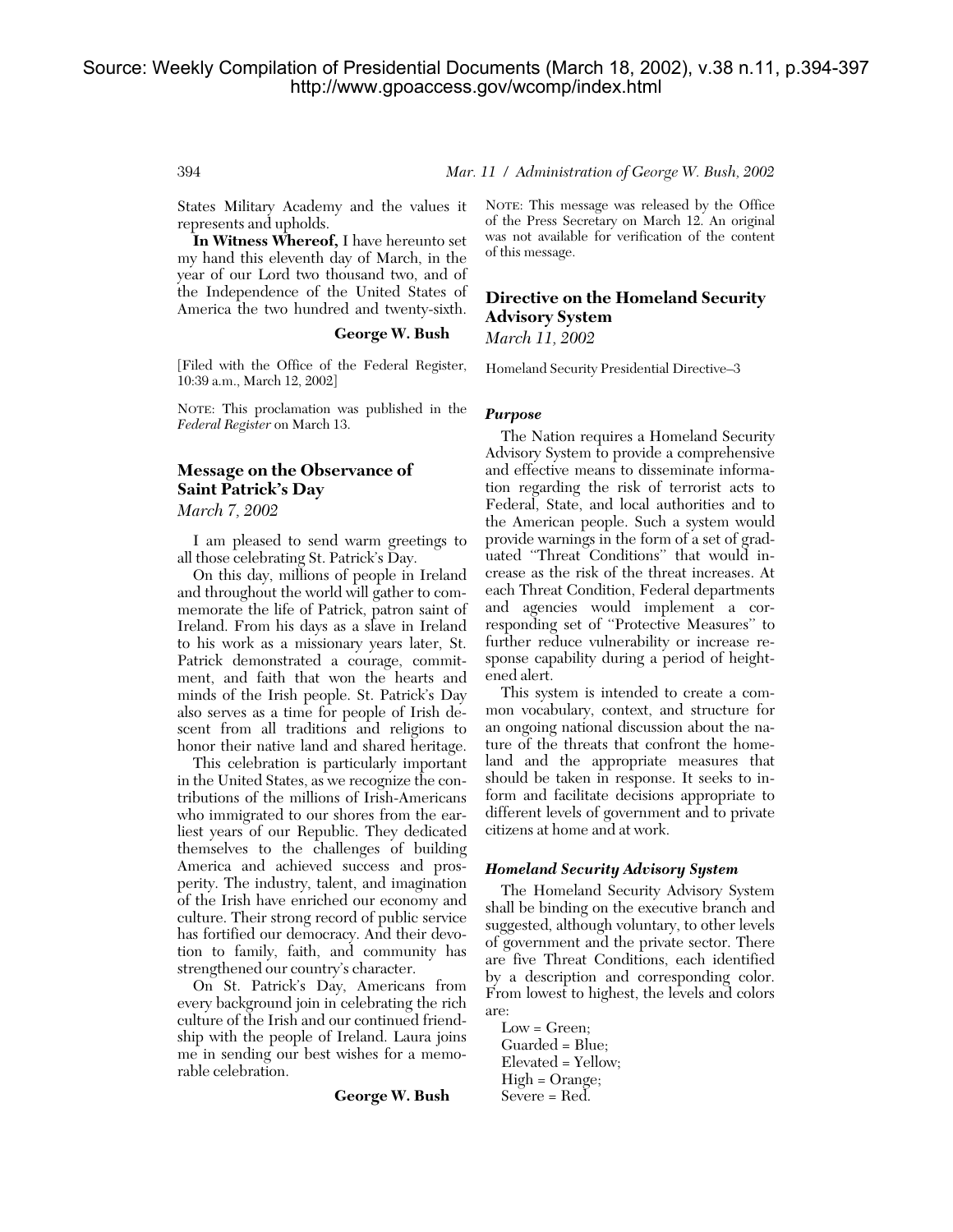Source: Weekly Compilation of Presidential Documents (March 18, 2002), v.38 n.11, p.394-397
http://www.gpoaccess.gov/wcomp/index.html

States Military Academy and the values it represents and upholds.

**In Witness Whereof,** I have hereunto set my hand this eleventh day of March, in the year of our Lord two thousand two, and of the Independence of the United States of America the two hundred and twenty-sixth.

**George W. Bush**

[Filed with the Office of the Federal Register, 10:39 a.m., March 12, 2002]

NOTE: This proclamation was published in the *Federal Register* on March 13.

## Message on the Observance of Saint Patrick's Day

*March 7, 2002*

I am pleased to send warm greetings to all those celebrating St. Patrick's Day.

On this day, millions of people in Ireland and throughout the world will gather to commemorate the life of Patrick, patron saint of Ireland. From his days as a slave in Ireland to his work as a missionary years later, St. Patrick demonstrated a courage, commitment, and faith that won the hearts and minds of the Irish people. St. Patrick's Day also serves as a time for people of Irish descent from all traditions and religions to honor their native land and shared heritage.

This celebration is particularly important in the United States, as we recognize the contributions of the millions of Irish-Americans who immigrated to our shores from the earliest years of our Republic. They dedicated themselves to the challenges of building America and achieved success and prosperity. The industry, talent, and imagination of the Irish have enriched our economy and culture. Their strong record of public service has fortified our democracy. And their devotion to family, faith, and community has strengthened our country's character.

On St. Patrick's Day, Americans from every background join in celebrating the rich culture of the Irish and our continued friendship with the people of Ireland. Laura joins me in sending our best wishes for a memorable celebration.

**George W. Bush**

NOTE: This message was released by the Office of the Press Secretary on March 12. An original was not available for verification of the content of this message.

## Directive on the Homeland Security Advisory System

*March 11, 2002*

Homeland Security Presidential Directive–3

### *Purpose*

The Nation requires a Homeland Security Advisory System to provide a comprehensive and effective means to disseminate information regarding the risk of terrorist acts to Federal, State, and local authorities and to the American people. Such a system would provide warnings in the form of a set of graduated "Threat Conditions" that would increase as the risk of the threat increases. At each Threat Condition, Federal departments and agencies would implement a corresponding set of "Protective Measures" to further reduce vulnerability or increase response capability during a period of heightened alert.

This system is intended to create a common vocabulary, context, and structure for an ongoing national discussion about the nature of the threats that confront the homeland and the appropriate measures that should be taken in response. It seeks to inform and facilitate decisions appropriate to different levels of government and to private citizens at home and at work.

### *Homeland Security Advisory System*

The Homeland Security Advisory System shall be binding on the executive branch and suggested, although voluntary, to other levels of government and the private sector. There are five Threat Conditions, each identified by a description and corresponding color. From lowest to highest, the levels and colors are:

Low = Green;
Guarded = Blue;
Elevated = Yellow;
High = Orange;
Severe = Red.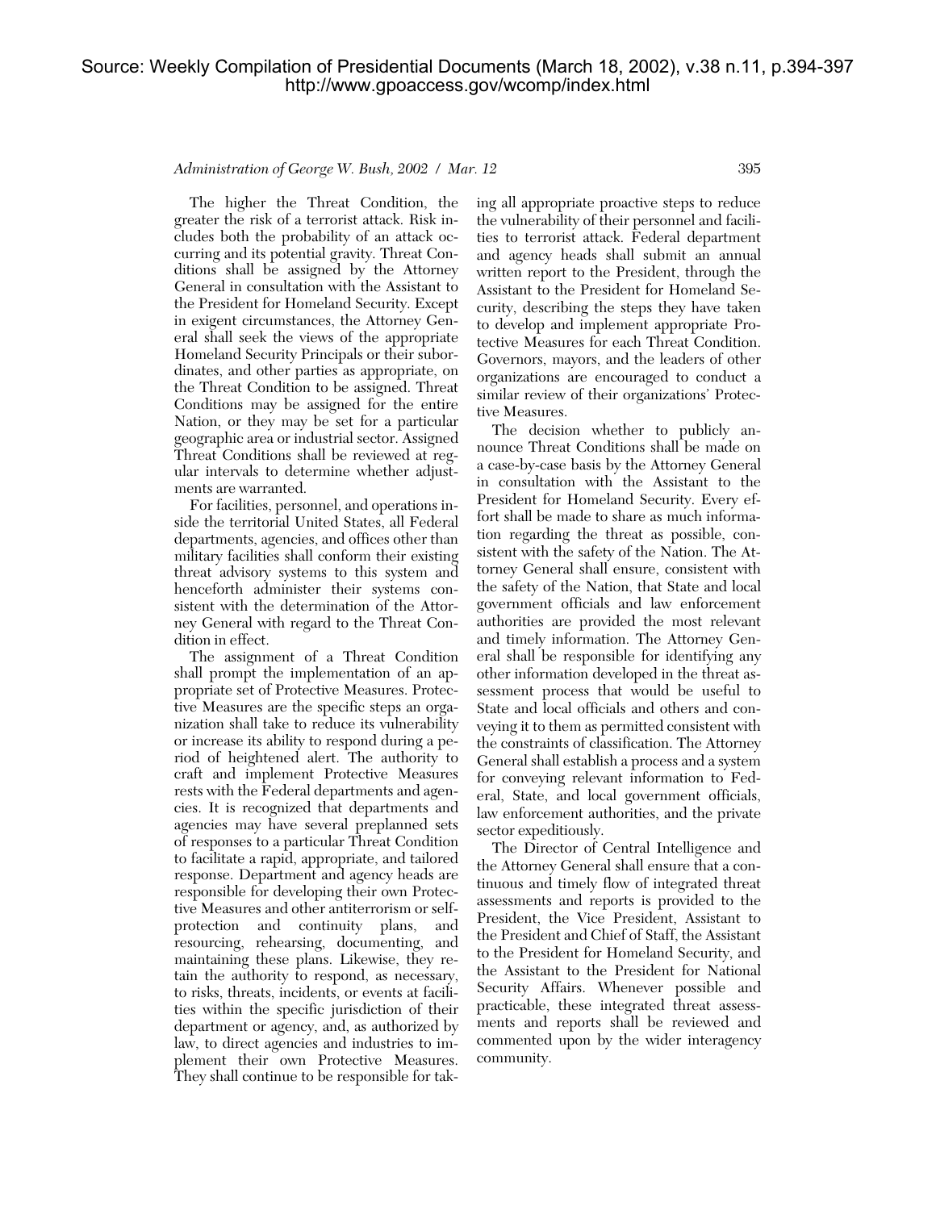The higher the Threat Condition, the greater the risk of a terrorist attack. Risk includes both the probability of an attack occurring and its potential gravity. Threat Conditions shall be assigned by the Attorney General in consultation with the Assistant to the President for Homeland Security. Except in exigent circumstances, the Attorney General shall seek the views of the appropriate Homeland Security Principals or their subordinates, and other parties as appropriate, on the Threat Condition to be assigned. Threat Conditions may be assigned for the entire Nation, or they may be set for a particular geographic area or industrial sector. Assigned Threat Conditions shall be reviewed at regular intervals to determine whether adjustments are warranted.

For facilities, personnel, and operations inside the territorial United States, all Federal departments, agencies, and offices other than military facilities shall conform their existing threat advisory systems to this system and henceforth administer their systems consistent with the determination of the Attorney General with regard to the Threat Condition in effect.

The assignment of a Threat Condition shall prompt the implementation of an appropriate set of Protective Measures. Protective Measures are the specific steps an organization shall take to reduce its vulnerability or increase its ability to respond during a period of heightened alert. The authority to craft and implement Protective Measures rests with the Federal departments and agencies. It is recognized that departments and agencies may have several preplanned sets of responses to a particular Threat Condition to facilitate a rapid, appropriate, and tailored response. Department and agency heads are responsible for developing their own Protective Measures and other antiterrorism or self-protection and continuity plans, and resourcing, rehearsing, documenting, and maintaining these plans. Likewise, they retain the authority to respond, as necessary, to risks, threats, incidents, or events at facilities within the specific jurisdiction of their department or agency, and, as authorized by law, to direct agencies and industries to implement their own Protective Measures. They shall continue to be responsible for taking all appropriate proactive steps to reduce the vulnerability of their personnel and facilities to terrorist attack. Federal department and agency heads shall submit an annual written report to the President, through the Assistant to the President for Homeland Security, describing the steps they have taken to develop and implement appropriate Protective Measures for each Threat Condition. Governors, mayors, and the leaders of other organizations are encouraged to conduct a similar review of their organizations' Protective Measures.

The decision whether to publicly announce Threat Conditions shall be made on a case-by-case basis by the Attorney General in consultation with the Assistant to the President for Homeland Security. Every effort shall be made to share as much information regarding the threat as possible, consistent with the safety of the Nation. The Attorney General shall ensure, consistent with the safety of the Nation, that State and local government officials and law enforcement authorities are provided the most relevant and timely information. The Attorney General shall be responsible for identifying any other information developed in the threat assessment process that would be useful to State and local officials and others and conveying it to them as permitted consistent with the constraints of classification. The Attorney General shall establish a process and a system for conveying relevant information to Federal, State, and local government officials, law enforcement authorities, and the private sector expeditiously.

The Director of Central Intelligence and the Attorney General shall ensure that a continuous and timely flow of integrated threat assessments and reports is provided to the President, the Vice President, Assistant to the President and Chief of Staff, the Assistant to the President for Homeland Security, and the Assistant to the President for National Security Affairs. Whenever possible and practicable, these integrated threat assessments and reports shall be reviewed and commented upon by the wider interagency community.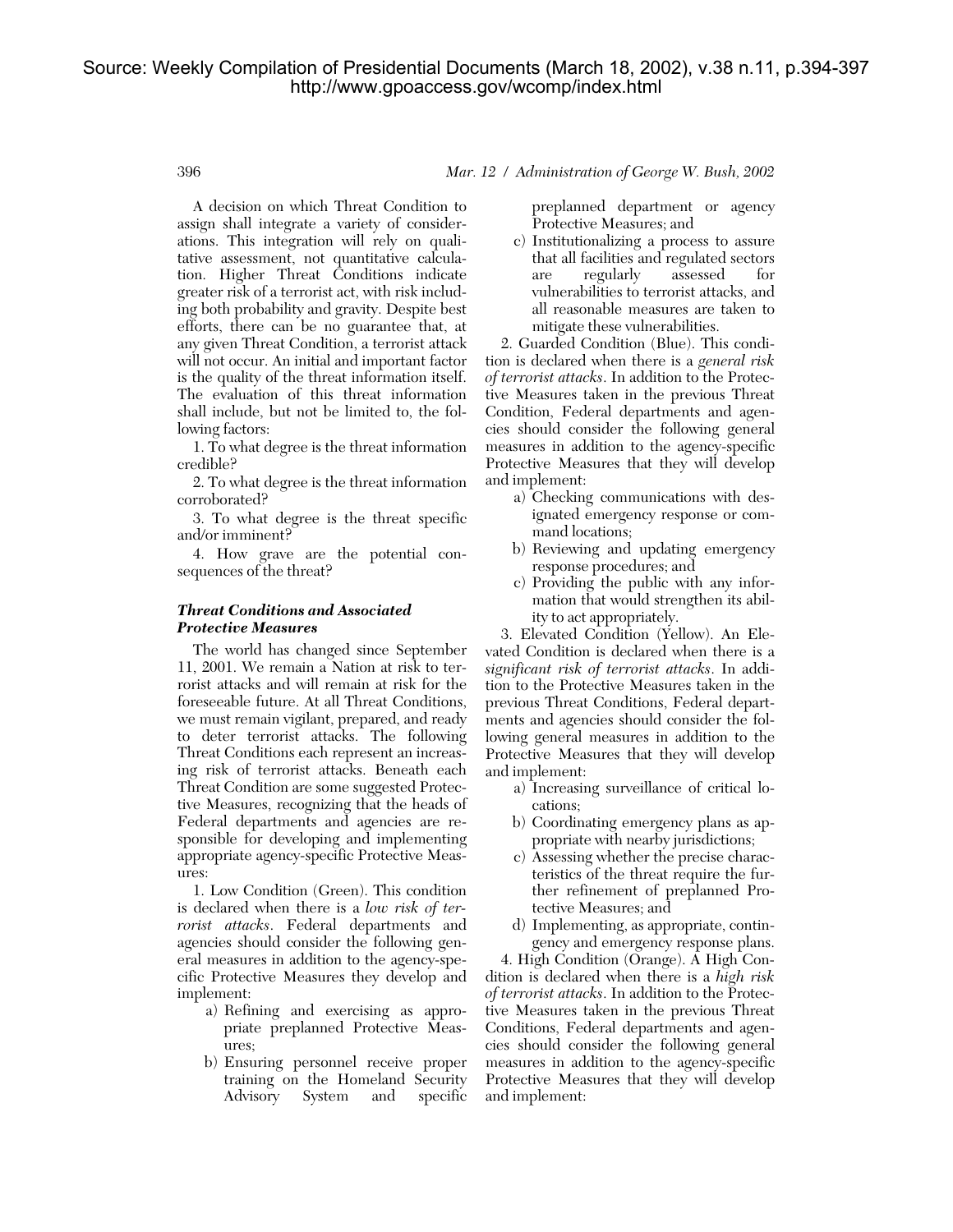A decision on which Threat Condition to assign shall integrate a variety of considerations. This integration will rely on qualitative assessment, not quantitative calculation. Higher Threat Conditions indicate greater risk of a terrorist act, with risk including both probability and gravity. Despite best efforts, there can be no guarantee that, at any given Threat Condition, a terrorist attack will not occur. An initial and important factor is the quality of the threat information itself. The evaluation of this threat information shall include, but not be limited to, the following factors:

1. To what degree is the threat information credible?

2. To what degree is the threat information corroborated?

3. To what degree is the threat specific and/or imminent?

4. How grave are the potential consequences of the threat?

### *Threat Conditions and Associated Protective Measures*

The world has changed since September 11, 2001. We remain a Nation at risk to terrorist attacks and will remain at risk for the foreseeable future. At all Threat Conditions, we must remain vigilant, prepared, and ready to deter terrorist attacks. The following Threat Conditions each represent an increasing risk of terrorist attacks. Beneath each Threat Condition are some suggested Protective Measures, recognizing that the heads of Federal departments and agencies are responsible for developing and implementing appropriate agency-specific Protective Measures:

1. Low Condition (Green). This condition is declared when there is a *low risk of terrorist attacks*. Federal departments and agencies should consider the following general measures in addition to the agency-specific Protective Measures they develop and implement:

   a) Refining and exercising as appropriate preplanned Protective Measures;

   b) Ensuring personnel receive proper training on the Homeland Security Advisory System and specific preplanned department or agency Protective Measures; and

   c) Institutionalizing a process to assure that all facilities and regulated sectors are regularly assessed for vulnerabilities to terrorist attacks, and all reasonable measures are taken to mitigate these vulnerabilities.

2. Guarded Condition (Blue). This condition is declared when there is a *general risk of terrorist attacks*. In addition to the Protective Measures taken in the previous Threat Condition, Federal departments and agencies should consider the following general measures in addition to the agency-specific Protective Measures that they will develop and implement:

   a) Checking communications with designated emergency response or command locations;

   b) Reviewing and updating emergency response procedures; and

   c) Providing the public with any information that would strengthen its ability to act appropriately.

3. Elevated Condition (Yellow). An Elevated Condition is declared when there is a *significant risk of terrorist attacks*. In addition to the Protective Measures taken in the previous Threat Conditions, Federal departments and agencies should consider the following general measures in addition to the Protective Measures that they will develop and implement:

   a) Increasing surveillance of critical locations;

   b) Coordinating emergency plans as appropriate with nearby jurisdictions;

   c) Assessing whether the precise characteristics of the threat require the further refinement of preplanned Protective Measures; and

   d) Implementing, as appropriate, contingency and emergency response plans.

4. High Condition (Orange). A High Condition is declared when there is a *high risk of terrorist attacks*. In addition to the Protective Measures taken in the previous Threat Conditions, Federal departments and agencies should consider the following general measures in addition to the agency-specific Protective Measures that they will develop and implement: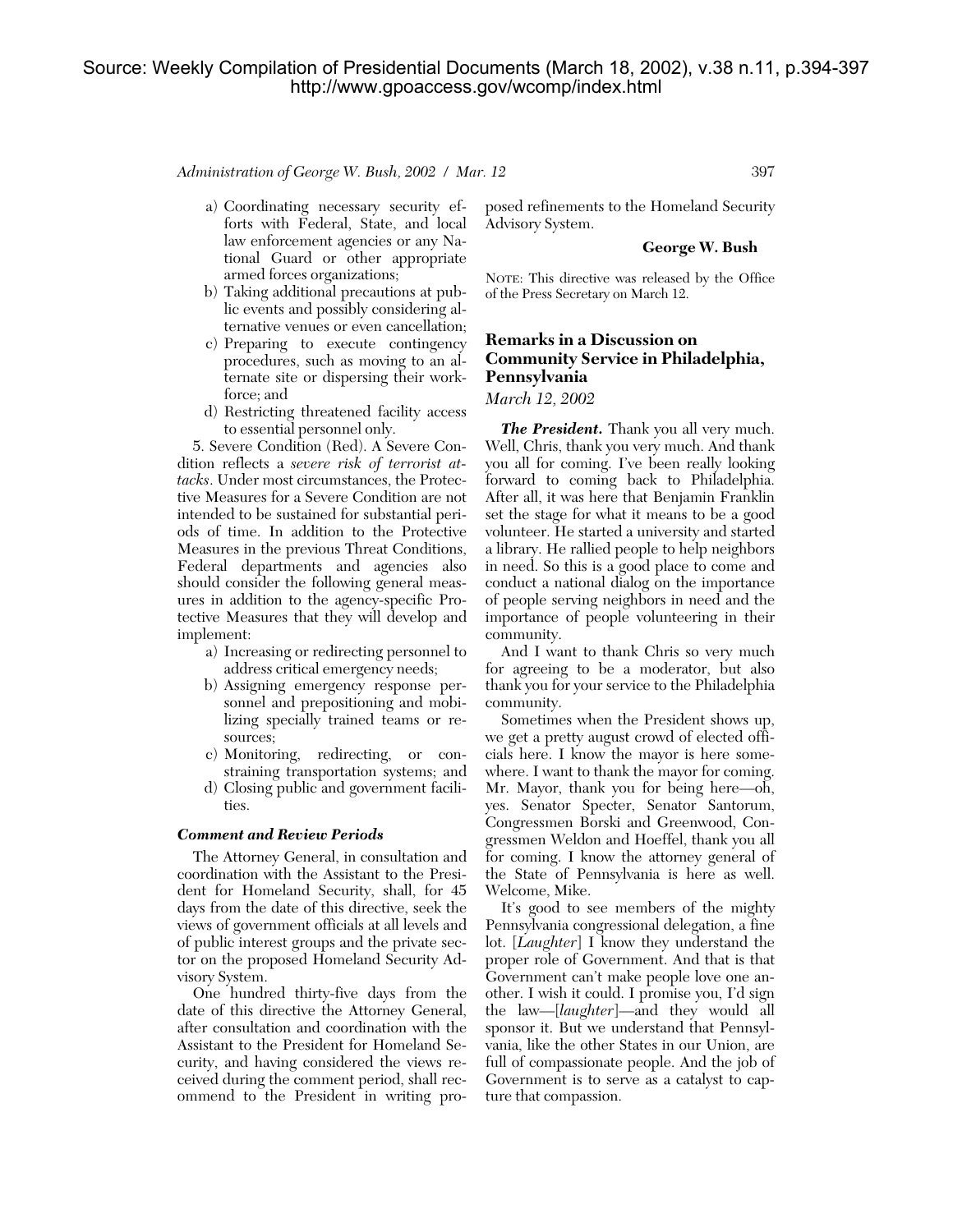a) Coordinating necessary security efforts with Federal, State, and local law enforcement agencies or any National Guard or other appropriate armed forces organizations;
b) Taking additional precautions at public events and possibly considering alternative venues or even cancellation;
c) Preparing to execute contingency procedures, such as moving to an alternate site or dispersing their workforce; and
d) Restricting threatened facility access to essential personnel only.

5. Severe Condition (Red). A Severe Condition reflects a *severe risk of terrorist attacks*. Under most circumstances, the Protective Measures for a Severe Condition are not intended to be sustained for substantial periods of time. In addition to the Protective Measures in the previous Threat Conditions, Federal departments and agencies also should consider the following general measures in addition to the agency-specific Protective Measures that they will develop and implement:

a) Increasing or redirecting personnel to address critical emergency needs;
b) Assigning emergency response personnel and prepositioning and mobilizing specially trained teams or resources;
c) Monitoring, redirecting, or constraining transportation systems; and
d) Closing public and government facilities.

***Comment and Review Periods***

The Attorney General, in consultation and coordination with the Assistant to the President for Homeland Security, shall, for 45 days from the date of this directive, seek the views of government officials at all levels and of public interest groups and the private sector on the proposed Homeland Security Advisory System.

One hundred thirty-five days from the date of this directive the Attorney General, after consultation and coordination with the Assistant to the President for Homeland Security, and having considered the views received during the comment period, shall recommend to the President in writing proposed refinements to the Homeland Security Advisory System.

**George W. Bush**

NOTE: This directive was released by the Office of the Press Secretary on March 12.

## Remarks in a Discussion on Community Service in Philadelphia, Pennsylvania

*March 12, 2002*

***The President.*** Thank you all very much. Well, Chris, thank you very much. And thank you all for coming. I've been really looking forward to coming back to Philadelphia. After all, it was here that Benjamin Franklin set the stage for what it means to be a good volunteer. He started a university and started a library. He rallied people to help neighbors in need. So this is a good place to come and conduct a national dialog on the importance of people serving neighbors in need and the importance of people volunteering in their community.

And I want to thank Chris so very much for agreeing to be a moderator, but also thank you for your service to the Philadelphia community.

Sometimes when the President shows up, we get a pretty august crowd of elected officials here. I know the mayor is here somewhere. I want to thank the mayor for coming. Mr. Mayor, thank you for being here—oh, yes. Senator Specter, Senator Santorum, Congressmen Borski and Greenwood, Congressmen Weldon and Hoeffel, thank you all for coming. I know the attorney general of the State of Pennsylvania is here as well. Welcome, Mike.

It's good to see members of the mighty Pennsylvania congressional delegation, a fine lot. [*Laughter*] I know they understand the proper role of Government. And that is that Government can't make people love one another. I wish it could. I promise you, I'd sign the law—[*laughter*]—and they would all sponsor it. But we understand that Pennsylvania, like the other States in our Union, are full of compassionate people. And the job of Government is to serve as a catalyst to capture that compassion.